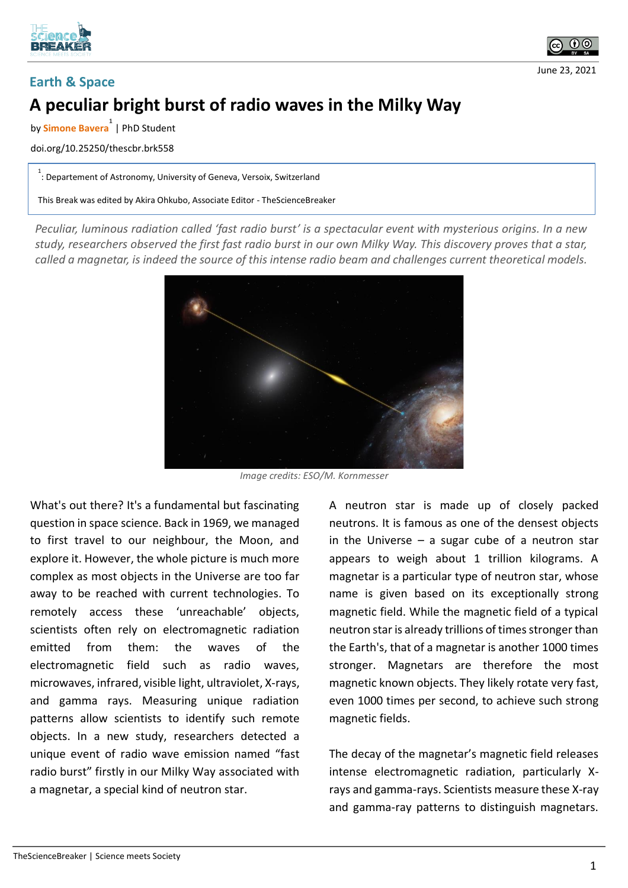Earth & Space

# A peculiar bright burst of radio waves in the Milky Way

by **Simone Bavera**[1] | PhD Student

doi.org/10.25250/thescbr.brk558

[1]: Departement of Astronomy, University of Geneva, Versoix, Switzerland

This Break was edited by Akira Ohkubo, Associate Editor - TheScienceBreaker

June 23, 2021

*Peculiar, luminous radiation called 'fast radio burst' is a spectacular event with mysterious origins. In a new study, researchers observed the first fast radio burst in our own Milky Way. This discovery proves that a star, called a magnetar, is indeed the source of this intense radio beam and challenges current theoretical models.*

*Image credits: ESO/M. Kornmesser*

What's out there? It's a fundamental but fascinating question in space science. Back in 1969, we managed to first travel to our neighbour, the Moon, and explore it. However, the whole picture is much more complex as most objects in the Universe are too far away to be reached with current technologies. To remotely access these 'unreachable' objects, scientists often rely on electromagnetic radiation emitted from them: the waves of the electromagnetic field such as radio waves, microwaves, infrared, visible light, ultraviolet, X-rays, and gamma rays. Measuring unique radiation patterns allow scientists to identify such remote objects. In a new study, researchers detected a unique event of radio wave emission named "fast radio burst" firstly in our Milky Way associated with a magnetar, a special kind of neutron star.

A neutron star is made up of closely packed neutrons. It is famous as one of the densest objects in the Universe – a sugar cube of a neutron star appears to weigh about 1 trillion kilograms. A magnetar is a particular type of neutron star, whose name is given based on its exceptionally strong magnetic field. While the magnetic field of a typical neutron star is already trillions of times stronger than the Earth's, that of a magnetar is another 1000 times stronger. Magnetars are therefore the most magnetic known objects. They likely rotate very fast, even 1000 times per second, to achieve such strong magnetic fields.

The decay of the magnetar's magnetic field releases intense electromagnetic radiation, particularly X-rays and gamma-rays. Scientists measure these X-ray and gamma-ray patterns to distinguish magnetars.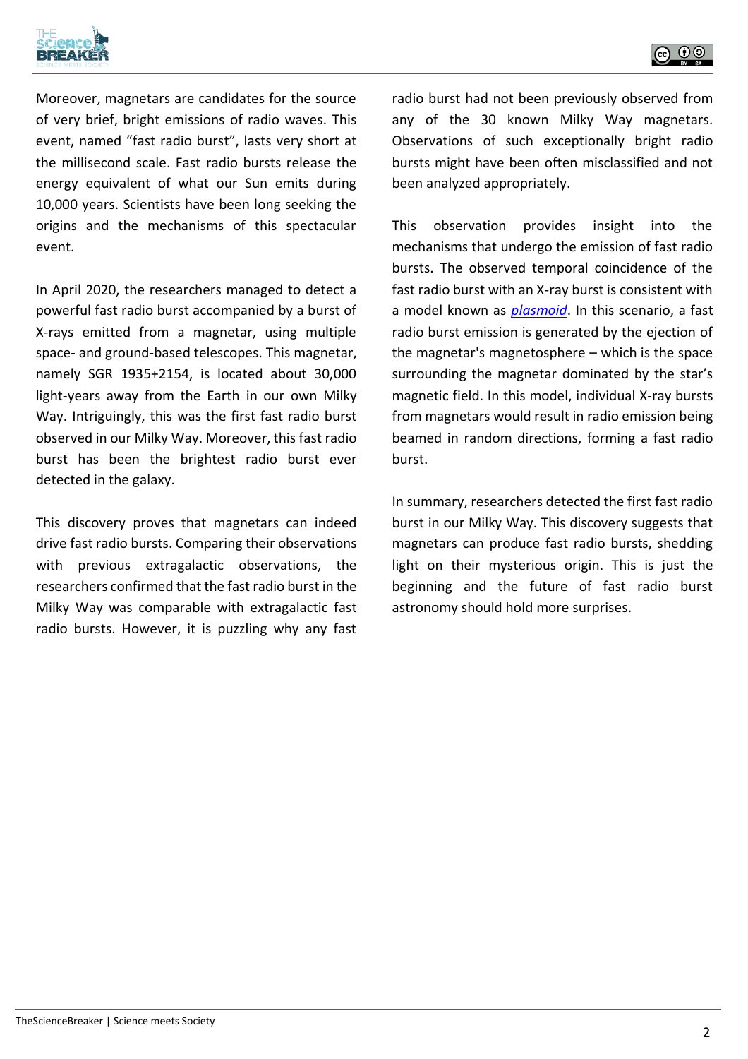Moreover, magnetars are candidates for the source of very brief, bright emissions of radio waves. This event, named “fast radio burst”, lasts very short at the millisecond scale. Fast radio bursts release the energy equivalent of what our Sun emits during 10,000 years. Scientists have been long seeking the origins and the mechanisms of this spectacular event.

In April 2020, the researchers managed to detect a powerful fast radio burst accompanied by a burst of X-rays emitted from a magnetar, using multiple space- and ground-based telescopes. This magnetar, namely SGR 1935+2154, is located about 30,000 light-years away from the Earth in our own Milky Way. Intriguingly, this was the first fast radio burst observed in our Milky Way. Moreover, this fast radio burst has been the brightest radio burst ever detected in the galaxy.

This discovery proves that magnetars can indeed drive fast radio bursts. Comparing their observations with previous extragalactic observations, the researchers confirmed that the fast radio burst in the Milky Way was comparable with extragalactic fast radio bursts. However, it is puzzling why any fast radio burst had not been previously observed from any of the 30 known Milky Way magnetars. Observations of such exceptionally bright radio bursts might have been often misclassified and not been analyzed appropriately.

This observation provides insight into the mechanisms that undergo the emission of fast radio bursts. The observed temporal coincidence of the fast radio burst with an X-ray burst is consistent with a model known as *plasmoid*. In this scenario, a fast radio burst emission is generated by the ejection of the magnetar's magnetosphere – which is the space surrounding the magnetar dominated by the star's magnetic field. In this model, individual X-ray bursts from magnetars would result in radio emission being beamed in random directions, forming a fast radio burst.

In summary, researchers detected the first fast radio burst in our Milky Way. This discovery suggests that magnetars can produce fast radio bursts, shedding light on their mysterious origin. This is just the beginning and the future of fast radio burst astronomy should hold more surprises.